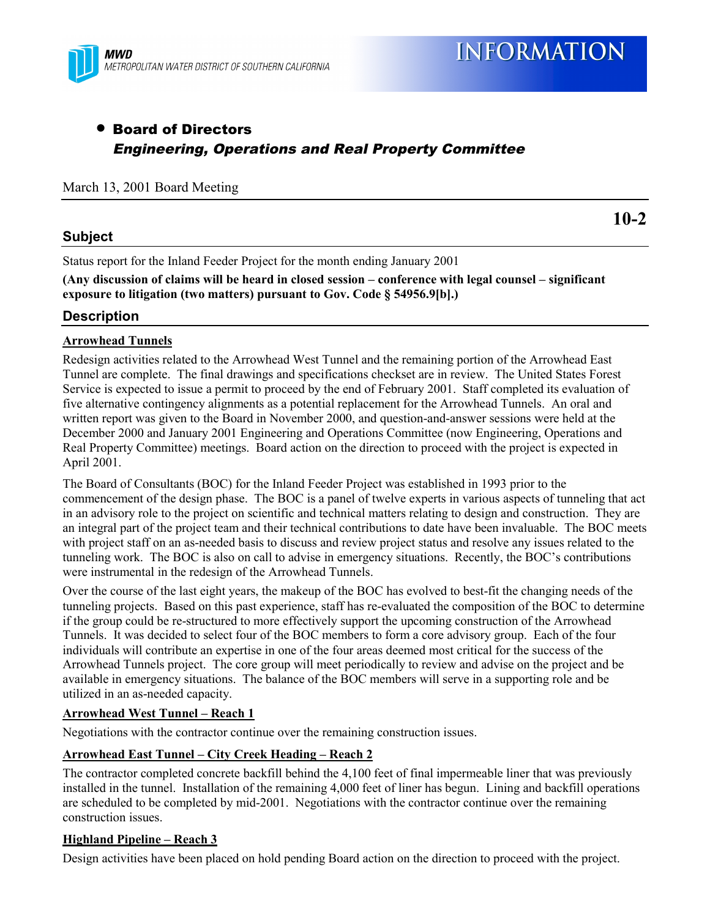MWD
METROPOLITAN WATER DISTRICT OF SOUTHERN CALIFORNIA

**INFORMATION**

- **Board of Directors**
  ***Engineering, Operations and Real Property Committee***

March 13, 2001 Board Meeting

**10-2**

## Subject

Status report for the Inland Feeder Project for the month ending January 2001

**(Any discussion of claims will be heard in closed session – conference with legal counsel – significant exposure to litigation (two matters) pursuant to Gov. Code § 54956.9[b].)**

## Description

**Arrowhead Tunnels**

Redesign activities related to the Arrowhead West Tunnel and the remaining portion of the Arrowhead East Tunnel are complete. The final drawings and specifications checkset are in review. The United States Forest Service is expected to issue a permit to proceed by the end of February 2001. Staff completed its evaluation of five alternative contingency alignments as a potential replacement for the Arrowhead Tunnels. An oral and written report was given to the Board in November 2000, and question-and-answer sessions were held at the December 2000 and January 2001 Engineering and Operations Committee (now Engineering, Operations and Real Property Committee) meetings. Board action on the direction to proceed with the project is expected in April 2001.

The Board of Consultants (BOC) for the Inland Feeder Project was established in 1993 prior to the commencement of the design phase. The BOC is a panel of twelve experts in various aspects of tunneling that act in an advisory role to the project on scientific and technical matters relating to design and construction. They are an integral part of the project team and their technical contributions to date have been invaluable. The BOC meets with project staff on an as-needed basis to discuss and review project status and resolve any issues related to the tunneling work. The BOC is also on call to advise in emergency situations. Recently, the BOC's contributions were instrumental in the redesign of the Arrowhead Tunnels.

Over the course of the last eight years, the makeup of the BOC has evolved to best-fit the changing needs of the tunneling projects. Based on this past experience, staff has re-evaluated the composition of the BOC to determine if the group could be re-structured to more effectively support the upcoming construction of the Arrowhead Tunnels. It was decided to select four of the BOC members to form a core advisory group. Each of the four individuals will contribute an expertise in one of the four areas deemed most critical for the success of the Arrowhead Tunnels project. The core group will meet periodically to review and advise on the project and be available in emergency situations. The balance of the BOC members will serve in a supporting role and be utilized in an as-needed capacity.

**Arrowhead West Tunnel – Reach 1**

Negotiations with the contractor continue over the remaining construction issues.

**Arrowhead East Tunnel – City Creek Heading – Reach 2**

The contractor completed concrete backfill behind the 4,100 feet of final impermeable liner that was previously installed in the tunnel. Installation of the remaining 4,000 feet of liner has begun. Lining and backfill operations are scheduled to be completed by mid-2001. Negotiations with the contractor continue over the remaining construction issues.

**Highland Pipeline – Reach 3**

Design activities have been placed on hold pending Board action on the direction to proceed with the project.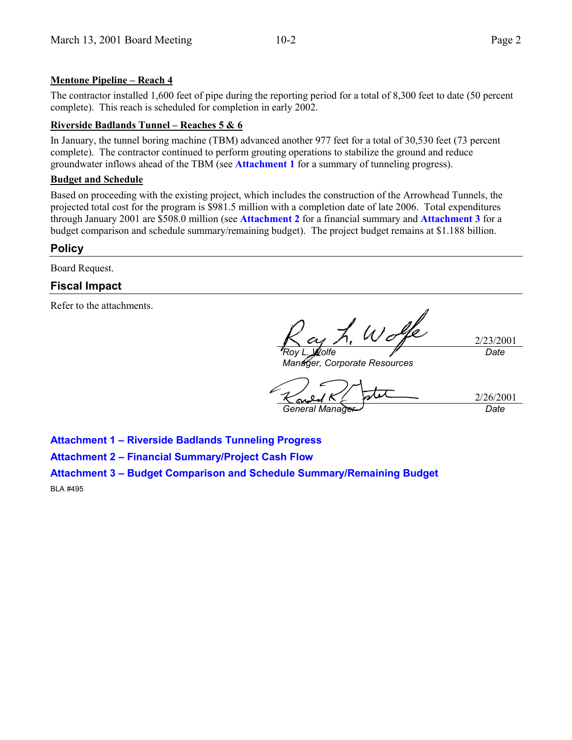**Mentone Pipeline – Reach 4**

The contractor installed 1,600 feet of pipe during the reporting period for a total of 8,300 feet to date (50 percent complete). This reach is scheduled for completion in early 2002.

**Riverside Badlands Tunnel – Reaches 5 & 6**

In January, the tunnel boring machine (TBM) advanced another 977 feet for a total of 30,530 feet (73 percent complete). The contractor continued to perform grouting operations to stabilize the ground and reduce groundwater inflows ahead of the TBM (see **Attachment 1** for a summary of tunneling progress).

**Budget and Schedule**

Based on proceeding with the existing project, which includes the construction of the Arrowhead Tunnels, the projected total cost for the program is $981.5 million with a completion date of late 2006. Total expenditures through January 2001 are $508.0 million (see **Attachment 2** for a financial summary and **Attachment 3** for a budget comparison and schedule summary/remaining budget). The project budget remains at $1.188 billion.

## Policy

Board Request.

## Fiscal Impact

Refer to the attachments.

Roy L. Wolfe 2/23/2001
*Roy L. Wolfe* *Date*
*Manager, Corporate Resources*

Ronald R. Gastelum 2/26/2001
*General Manager* *Date*

**Attachment 1 – Riverside Badlands Tunneling Progress**

**Attachment 2 – Financial Summary/Project Cash Flow**

**Attachment 3 – Budget Comparison and Schedule Summary/Remaining Budget**

BLA #495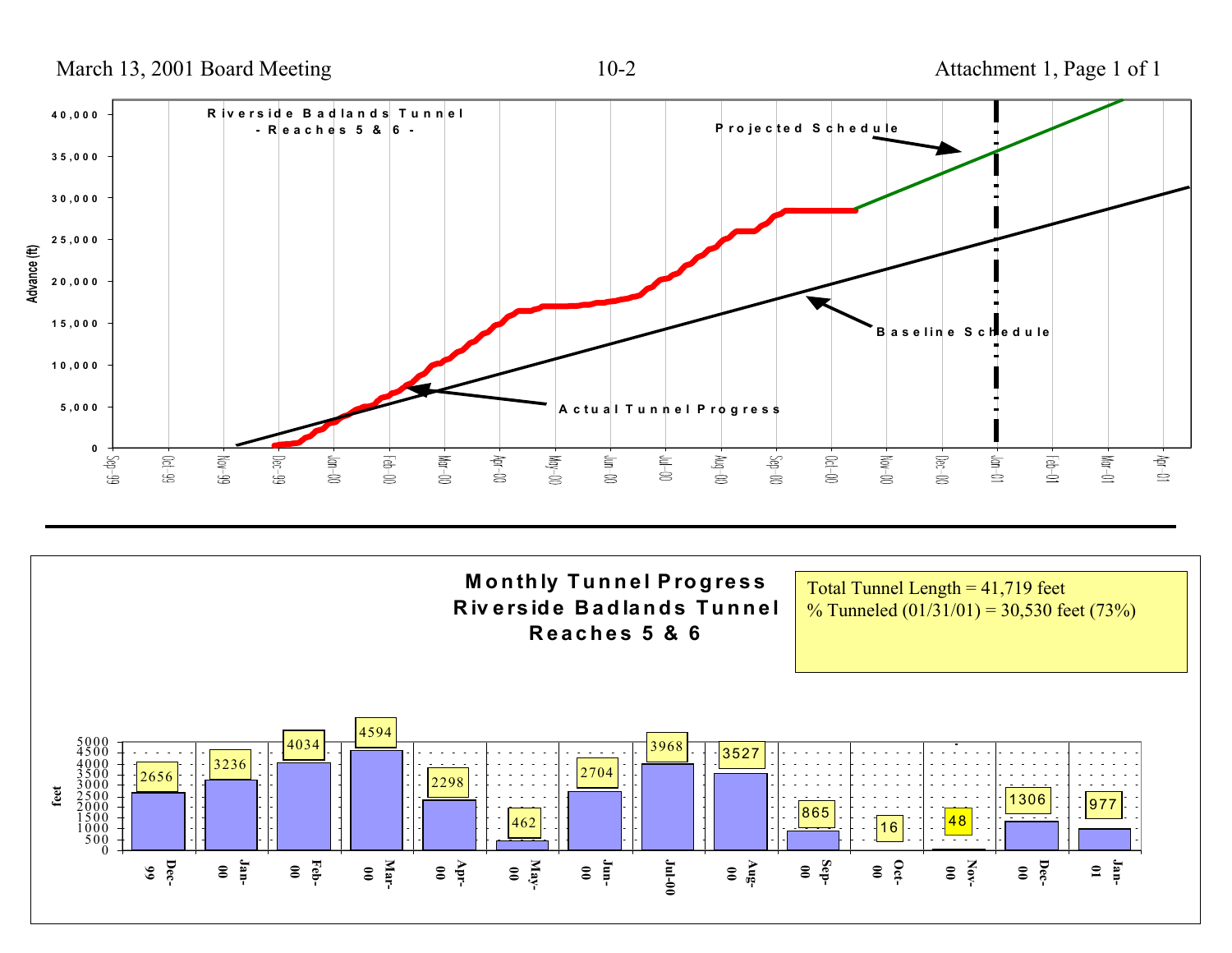## Riverside Badlands Tunnel - Reaches 5 & 6 -

Advance (ft)

- Projected Schedule
- Baseline Schedule
- Actual Tunnel Progress

Sep-99, Oct-99, Nov-99, Dec-99, Jan-00, Feb-00, Mar-00, Apr-00, May-00, Jun-00, Jul-00, Aug-00, Sep-00, Oct-00, Nov-00, Dec-00, Jan-01, Feb-01, Mar-01, Apr-01

---

## Monthly Tunnel Progress Riverside Badlands Tunnel Reaches 5 & 6

Total Tunnel Length = 41,719 feet
% Tunneled (01/31/01) = 30,530 feet (73%)

| Month | feet |
|---|---|
| Dec-99 | 2656 |
| Jan-00 | 3236 |
| Feb-00 | 4034 |
| Mar-00 | 4594 |
| Apr-00 | 2298 |
| May-00 | 462 |
| Jun-00 | 2704 |
| Jul-00 | 3968 |
| Aug-00 | 3527 |
| Sep-00 | 865 |
| Oct-00 | 16 |
| Nov-00 | 48 |
| Dec-00 | 1306 |
| Jan-01 | 977 |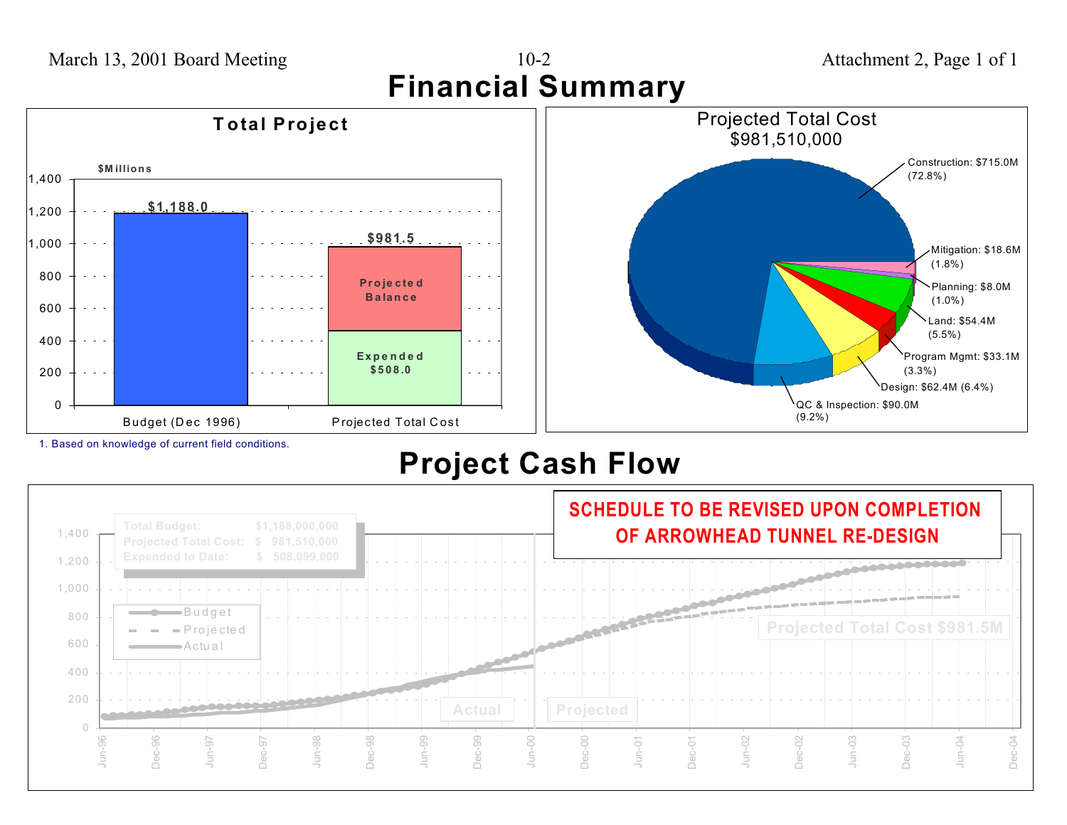# Financial Summary

## Total Project

$Millions

| | Budget (Dec 1996) | Projected Total Cost |
|---|---|---|
| Total | $1,188.0 | $981.5 |
| Projected Balance | | |
| Expended | | $508.0 |

1. Based on knowledge of current field conditions.

## Projected Total Cost $981,510,000

| Category | Amount | Percent |
|---|---|---|
| Construction | $715.0M | (72.8%) |
| Mitigation | $18.6M | (1.8%) |
| Planning | $8.0M | (1.0%) |
| Land | $54.4M | (5.5%) |
| Program Mgmt | $33.1M | (3.3%) |
| Design | $62.4M | (6.4%) |
| QC & Inspection | $90.0M | (9.2%) |

# Project Cash Flow

**SCHEDULE TO BE REVISED UPON COMPLETION OF ARROWHEAD TUNNEL RE-DESIGN**

| | |
|---|---|
| Total Budget: | $1,188,000,000 |
| Projected Total Cost: | $ 981,510,000 |
| Expended to Date: | $ 508,099,000 |

Legend: Budget, Projected, Actual

Actual | Projected

Projected Total Cost $981.5M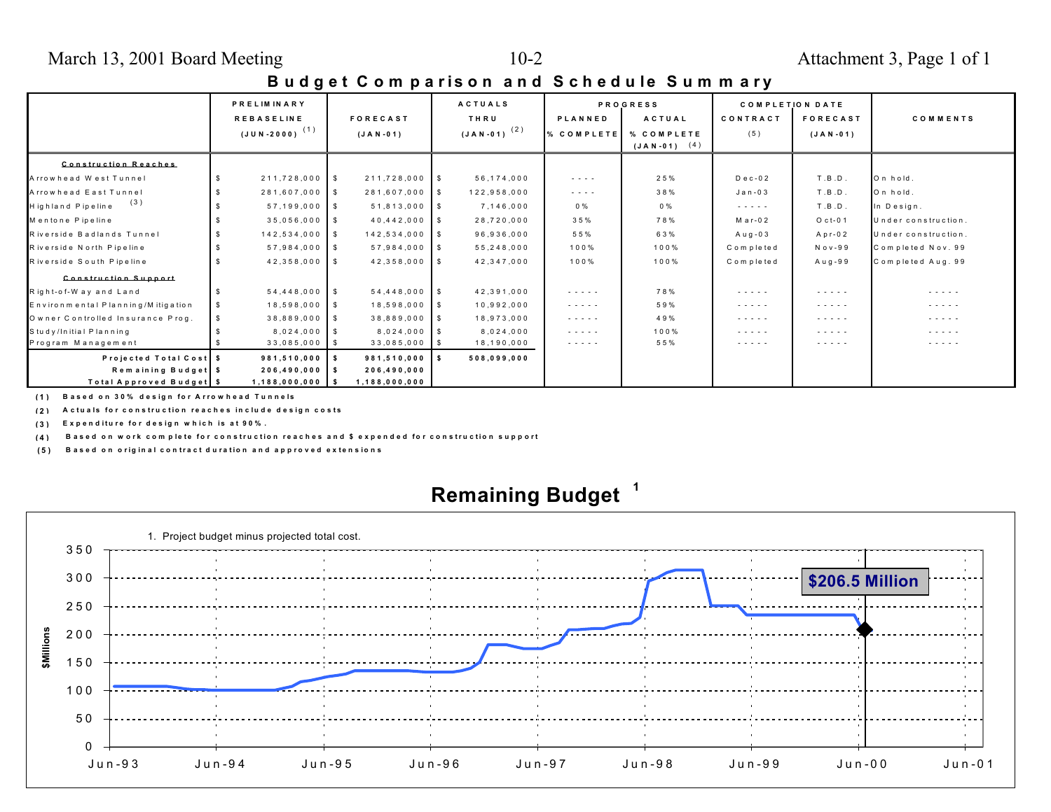## Budget Comparison and Schedule Summary

| | PRELIMINARY REBASELINE (JUN-2000) [1] | FORECAST (JAN-01) | ACTUALS THRU (JAN-01) [2] | PROGRESS | | COMPLETION DATE | | COMMENTS |
|---|---|---|---|---|---|---|---|---|
| | | | | PLANNED % COMPLETE | ACTUAL % COMPLETE (JAN-01) [4] | CONTRACT [5] | FORECAST (JAN-01) | |
| **Construction Reaches** | | | | | | | | |
| Arrowhead West Tunnel | $ 211,728,000 | $ 211,728,000 | $ 56,174,000 | ---- | 25% | Dec-02 | T.B.D. | On hold. |
| Arrowhead East Tunnel | $ 281,607,000 | $ 281,607,000 | $ 122,958,000 | ---- | 38% | Jan-03 | T.B.D. | On hold. |
| Highland Pipeline [3] | $ 57,199,000 | $ 51,813,000 | $ 7,146,000 | 0% | 0% | ----- | T.B.D. | In Design. |
| Mentone Pipeline | $ 35,056,000 | $ 40,442,000 | $ 28,720,000 | 35% | 78% | Mar-02 | Oct-01 | Under construction. |
| Riverside Badlands Tunnel | $ 142,534,000 | $ 142,534,000 | $ 96,936,000 | 55% | 63% | Aug-03 | Apr-02 | Under construction. |
| Riverside North Pipeline | $ 57,984,000 | $ 57,984,000 | $ 55,248,000 | 100% | 100% | Completed | Nov-99 | Completed Nov. 99 |
| Riverside South Pipeline | $ 42,358,000 | $ 42,358,000 | $ 42,347,000 | 100% | 100% | Completed | Aug-99 | Completed Aug. 99 |
| **Construction Support** | | | | | | | | |
| Right-of-Way and Land | $ 54,448,000 | $ 54,448,000 | $ 42,391,000 | ----- | 78% | ----- | ----- | ----- |
| Environmental Planning/Mitigation | $ 18,598,000 | $ 18,598,000 | $ 10,992,000 | ----- | 59% | ----- | ----- | ----- |
| Owner Controlled Insurance Prog. | $ 38,889,000 | $ 38,889,000 | $ 18,973,000 | ----- | 49% | ----- | ----- | ----- |
| Study/Initial Planning | $ 8,024,000 | $ 8,024,000 | $ 8,024,000 | ----- | 100% | ----- | ----- | ----- |
| Program Management | $ 33,085,000 | $ 33,085,000 | $ 18,190,000 | ----- | 55% | ----- | ----- | ----- |
| **Projected Total Cost** | **$ 981,510,000** | **$ 981,510,000** | **$ 508,099,000** | | | | | |
| **Remaining Budget** | **$ 206,490,000** | **$ 206,490,000** | | | | | | |
| **Total Approved Budget** | **$ 1,188,000,000** | **$ 1,188,000,000** | | | | | | |

**(1)** Based on 30% design for Arrowhead Tunnels

**(2)** Actuals for construction reaches include design costs

**(3)** Expenditure for design which is at 90%.

**(4)** Based on work complete for construction reaches and $ expended for construction support

**(5)** Based on original contract duration and approved extensions

## Remaining Budget [1]

1. Project budget minus projected total cost.

$Millions

350
300
250
200
150
100
50
0

Jun-93 Jun-94 Jun-95 Jun-96 Jun-97 Jun-98 Jun-99 Jun-00 Jun-01

$206.5 Million